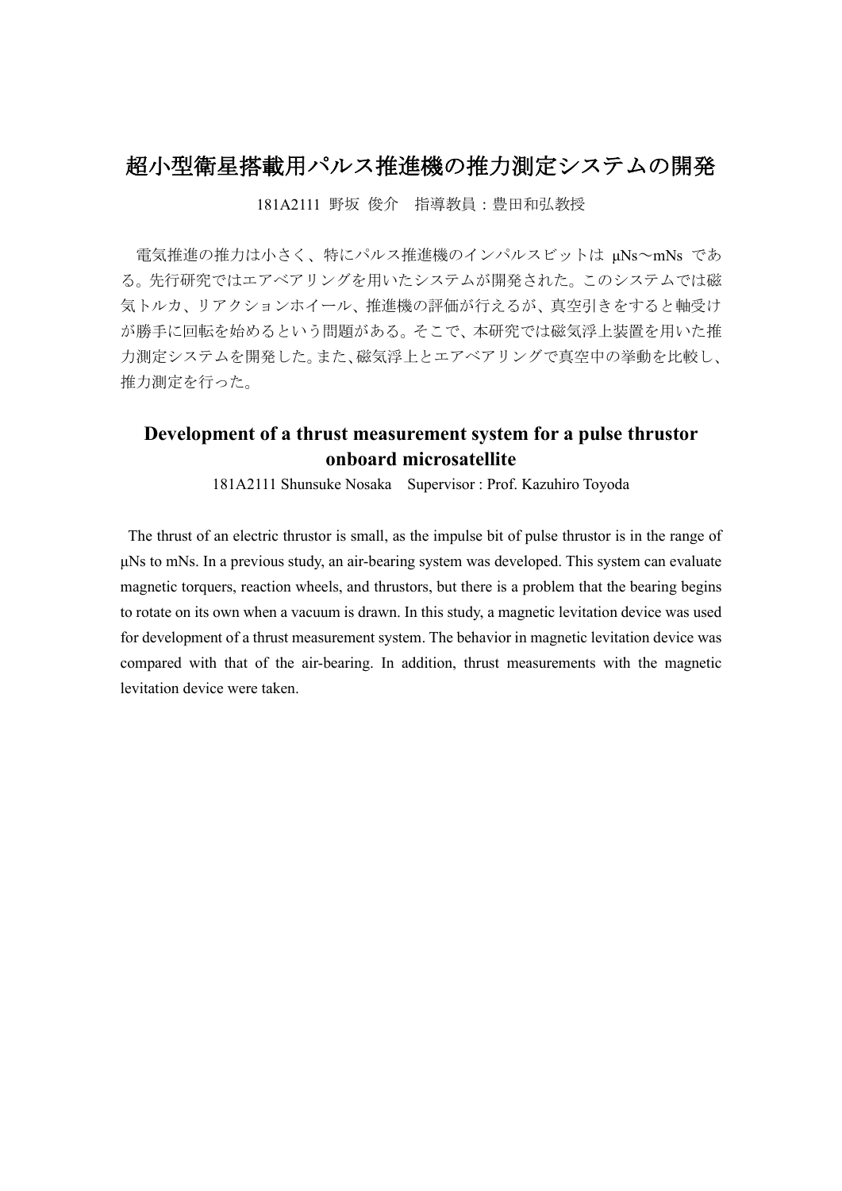# 超小型衛星搭載用パルス推進機の推力測定システムの開発

181A2111 野坂 俊介　指導教員：豊田和弘教授

電気推進の推力は小さく、特にパルス推進機のインパルスビットは μNs～mNs である。先行研究ではエアベアリングを用いたシステムが開発された。このシステムでは磁気トルカ、リアクションホイール、推進機の評価が行えるが、真空引きをすると軸受けが勝手に回転を始めるという問題がある。そこで、本研究では磁気浮上装置を用いた推力測定システムを開発した。また、磁気浮上とエアベアリングで真空中の挙動を比較し、推力測定を行った。

# Development of a thrust measurement system for a pulse thrustor onboard microsatellite

181A2111 Shunsuke Nosaka　Supervisor : Prof. Kazuhiro Toyoda

The thrust of an electric thrustor is small, as the impulse bit of pulse thrustor is in the range of μNs to mNs. In a previous study, an air-bearing system was developed. This system can evaluate magnetic torquers, reaction wheels, and thrustors, but there is a problem that the bearing begins to rotate on its own when a vacuum is drawn. In this study, a magnetic levitation device was used for development of a thrust measurement system. The behavior in magnetic levitation device was compared with that of the air-bearing. In addition, thrust measurements with the magnetic levitation device were taken.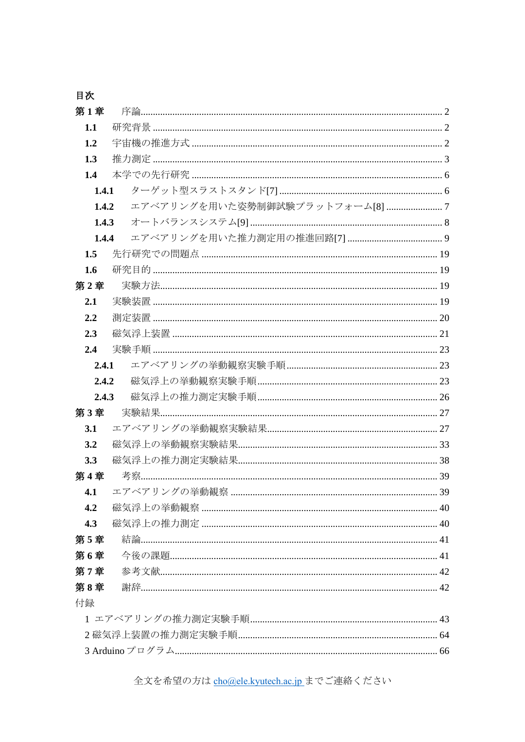# 目次

**第 1 章**　序論 ... 2

**1.1**　研究背景 ... 2

**1.2**　宇宙機の推進方式 ... 2

**1.3**　推力測定 ... 3

**1.4**　本学での先行研究 ... 6

**1.4.1**　ターゲット型スラストスタンド[7] ... 6

**1.4.2**　エアベアリングを用いた姿勢制御試験プラットフォーム[8] ... 7

**1.4.3**　オートバランスシステム[9] ... 8

**1.4.4**　エアベアリングを用いた推力測定用の推進回路[7] ... 9

**1.5**　先行研究での問題点 ... 19

**1.6**　研究目的 ... 19

**第 2 章**　実験方法 ... 19

**2.1**　実験装置 ... 19

**2.2**　測定装置 ... 20

**2.3**　磁気浮上装置 ... 21

**2.4**　実験手順 ... 23

**2.4.1**　エアベアリングの挙動観察実験手順 ... 23

**2.4.2**　磁気浮上の挙動観察実験手順 ... 23

**2.4.3**　磁気浮上の推力測定実験手順 ... 26

**第 3 章**　実験結果 ... 27

**3.1**　エアベアリングの挙動観察実験結果 ... 27

**3.2**　磁気浮上の挙動観察実験結果 ... 33

**3.3**　磁気浮上の推力測定実験結果 ... 38

**第 4 章**　考察 ... 39

**4.1**　エアベアリングの挙動観察 ... 39

**4.2**　磁気浮上の挙動観察 ... 40

**4.3**　磁気浮上の推力測定 ... 40

**第 5 章**　結論 ... 41

**第 6 章**　今後の課題 ... 41

**第 7 章**　参考文献 ... 42

**第 8 章**　謝辞 ... 42

付録

1 エアベアリングの推力測定実験手順 ... 43

2 磁気浮上装置の推力測定実験手順 ... 64

3 Arduino プログラム ... 66

全文を希望の方は cho@ele.kyutech.ac.jp までご連絡ください